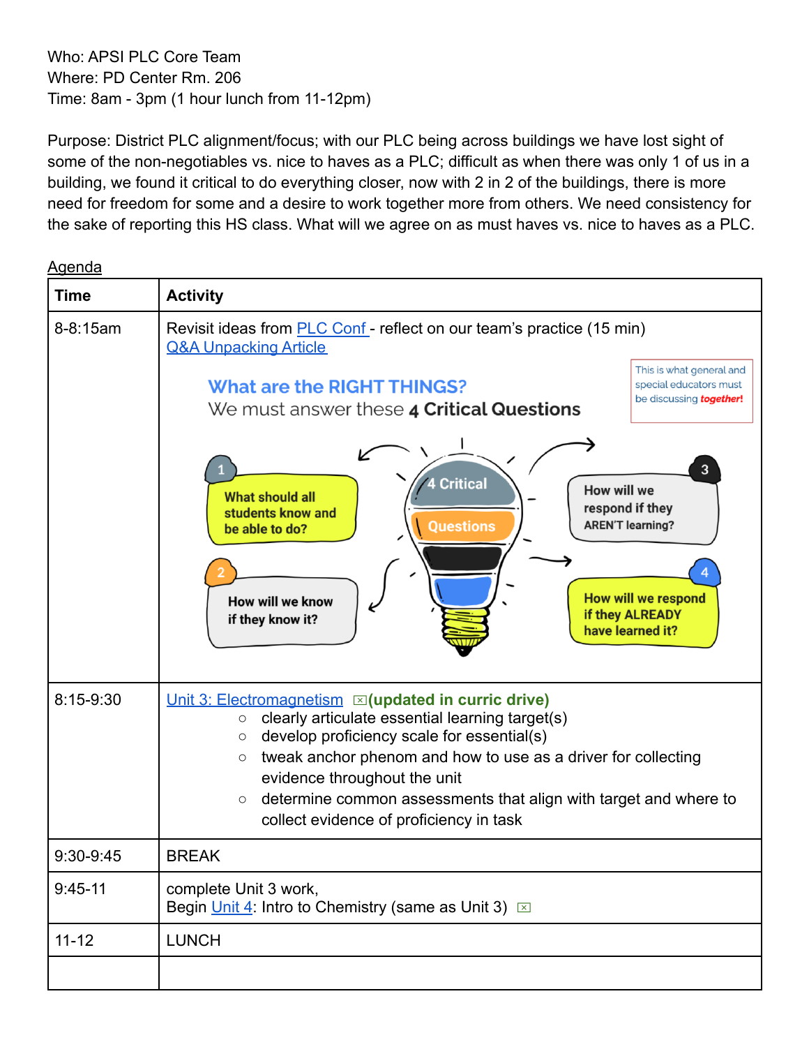Who: APSI PLC Core Team
Where: PD Center Rm. 206
Time: 8am - 3pm (1 hour lunch from 11-12pm)

Purpose: District PLC alignment/focus; with our PLC being across buildings we have lost sight of some of the non-negotiables vs. nice to haves as a PLC; difficult as when there was only 1 of us in a building, we found it critical to do everything closer, now with 2 in 2 of the buildings, there is more need for freedom for some and a desire to work together more from others. We need consistency for the sake of reporting this HS class. What will we agree on as must haves vs. nice to haves as a PLC.

Agenda

| Time | Activity |
|---|---|
| 8-8:15am | Revisit ideas from PLC Conf - reflect on our team's practice (15 min)<br>Q&A Unpacking Article<br><br>**What are the RIGHT THINGS?**<br>We must answer these **4 Critical Questions**<br><br>This is what general and special educators must be discussing ***together!***<br><br>**4 Critical Questions**<br>1. What should all students know and be able to do?<br>2. How will we know if they know it?<br>3. How will we respond if they AREN'T learning?<br>4. How will we respond if they ALREADY have learned it? |
| 8:15-9:30 | Unit 3: Electromagnetism **(updated in curric drive)**<br>○ clearly articulate essential learning target(s)<br>○ develop proficiency scale for essential(s)<br>○ tweak anchor phenom and how to use as a driver for collecting evidence throughout the unit<br>○ determine common assessments that align with target and where to collect evidence of proficiency in task |
| 9:30-9:45 | BREAK |
| 9:45-11 | complete Unit 3 work,<br>Begin Unit 4: Intro to Chemistry (same as Unit 3) |
| 11-12 | LUNCH |
| | |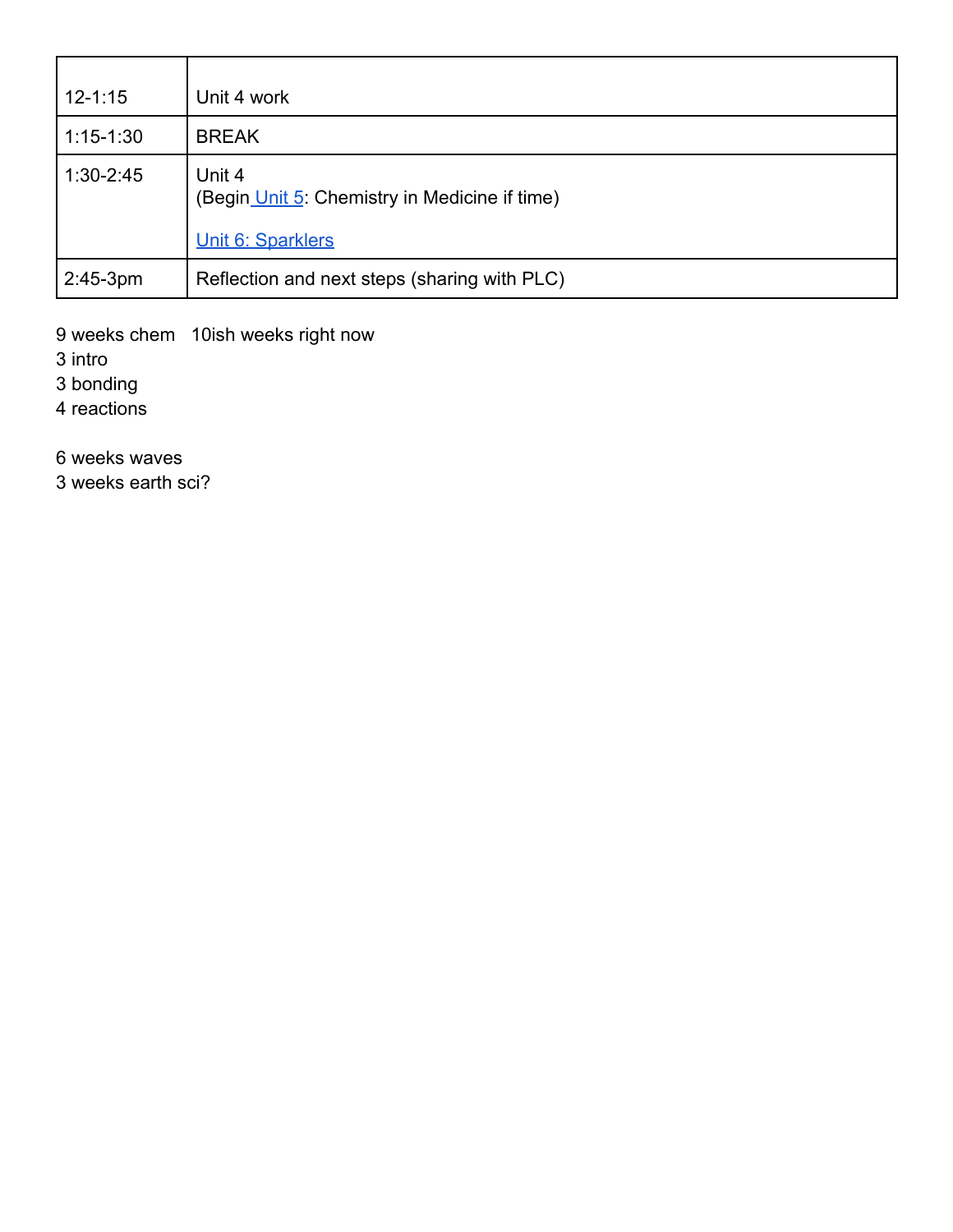| | |
|---|---|
| 12-1:15 | Unit 4 work |
| 1:15-1:30 | BREAK |
| 1:30-2:45 | Unit 4<br>(Begin Unit 5: Chemistry in Medicine if time)<br><br>Unit 6: Sparklers |
| 2:45-3pm | Reflection and next steps (sharing with PLC) |

9 weeks chem   10ish weeks right now
3 intro
3 bonding
4 reactions

6 weeks waves
3 weeks earth sci?